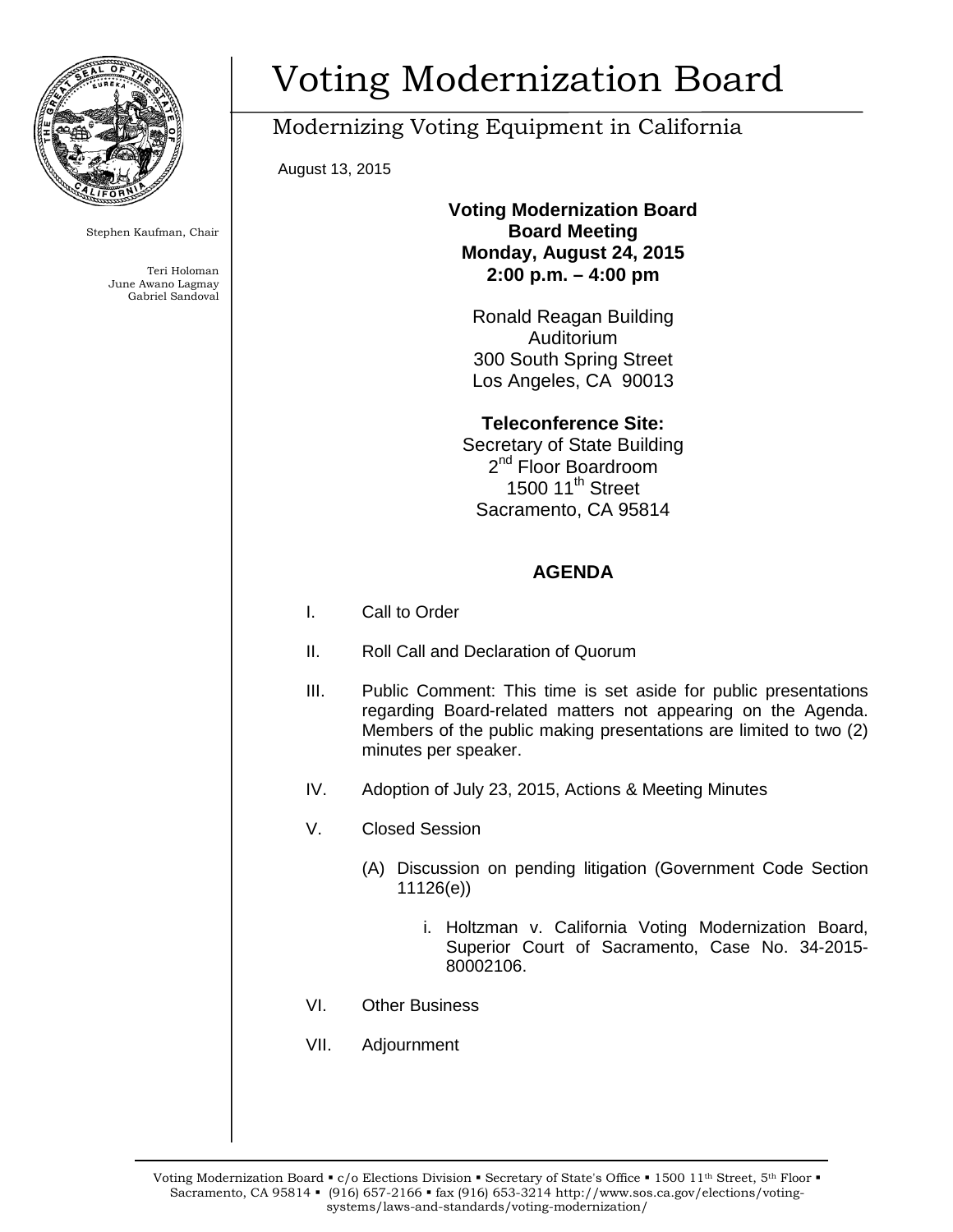# Voting Modernization Board

## Modernizing Voting Equipment in California

Stephen Kaufman, Chair

Teri Holoman
June Awano Lagmay
Gabriel Sandoval

August 13, 2015

**Voting Modernization Board**
**Board Meeting**
**Monday, August 24, 2015**
**2:00 p.m. – 4:00 pm**

Ronald Reagan Building
Auditorium
300 South Spring Street
Los Angeles, CA 90013

**Teleconference Site:**
Secretary of State Building
2nd Floor Boardroom
1500 11th Street
Sacramento, CA 95814

### AGENDA

I. Call to Order

II. Roll Call and Declaration of Quorum

III. Public Comment: This time is set aside for public presentations regarding Board-related matters not appearing on the Agenda. Members of the public making presentations are limited to two (2) minutes per speaker.

IV. Adoption of July 23, 2015, Actions & Meeting Minutes

V. Closed Session

   (A) Discussion on pending litigation (Government Code Section 11126(e))

      i. Holtzman v. California Voting Modernization Board, Superior Court of Sacramento, Case No. 34-2015-80002106.

VI. Other Business

VII. Adjournment

Voting Modernization Board ▪ c/o Elections Division ▪ Secretary of State's Office ▪ 1500 11th Street, 5th Floor ▪ Sacramento, CA 95814 ▪ (916) 657-2166 ▪ fax (916) 653-3214 http://www.sos.ca.gov/elections/voting-systems/laws-and-standards/voting-modernization/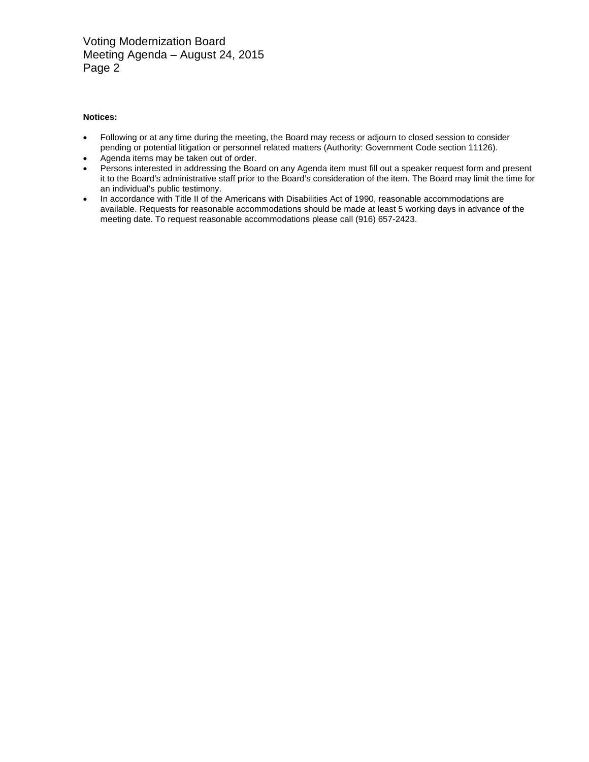**Notices:**

- Following or at any time during the meeting, the Board may recess or adjourn to closed session to consider pending or potential litigation or personnel related matters (Authority: Government Code section 11126).
- Agenda items may be taken out of order.
- Persons interested in addressing the Board on any Agenda item must fill out a speaker request form and present it to the Board's administrative staff prior to the Board's consideration of the item. The Board may limit the time for an individual's public testimony.
- In accordance with Title II of the Americans with Disabilities Act of 1990, reasonable accommodations are available. Requests for reasonable accommodations should be made at least 5 working days in advance of the meeting date. To request reasonable accommodations please call (916) 657-2423.